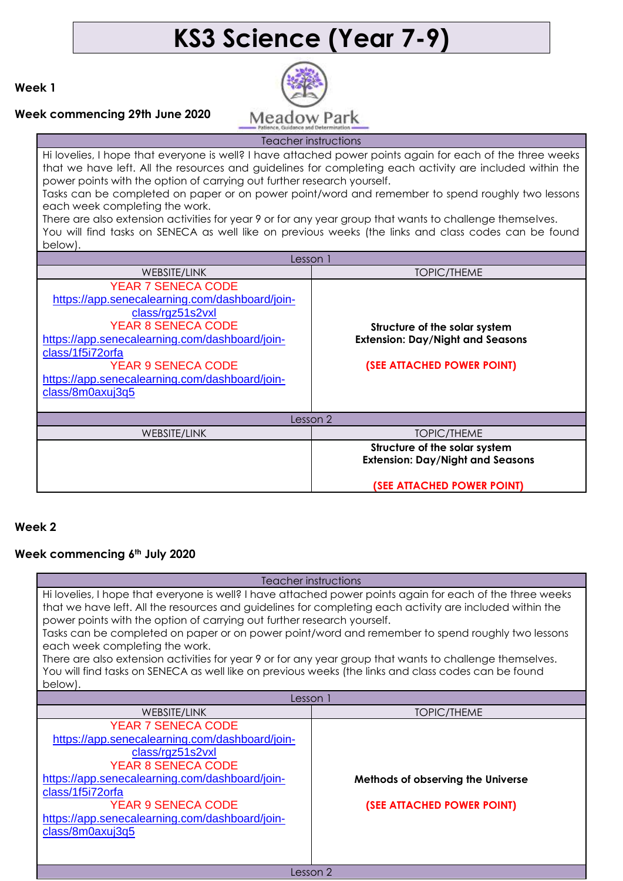# KS3 Science (Year 7-9)

**Week 1**

**Week commencing 29th June 2020**

Meadow Park
Patience, Guidance and Determination

| Teacher instructions | |
|---|---|
| Hi lovelies, I hope that everyone is well? I have attached power points again for each of the three weeks that we have left. All the resources and guidelines for completing each activity are included within the power points with the option of carrying out further research yourself.<br>Tasks can be completed on paper or on power point/word and remember to spend roughly two lessons each week completing the work.<br>There are also extension activities for year 9 or for any year group that wants to challenge themselves.<br>You will find tasks on SENECA as well like on previous weeks (the links and class codes can be found below). | |
| **Lesson 1** | |
| WEBSITE/LINK | TOPIC/THEME |
| YEAR 7 SENECA CODE<br>https://app.senecalearning.com/dashboard/join-class/rgz51s2vxl<br>YEAR 8 SENECA CODE<br>https://app.senecalearning.com/dashboard/join-class/1f5i72orfa<br>YEAR 9 SENECA CODE<br>https://app.senecalearning.com/dashboard/join-class/8m0axuj3q5 | **Structure of the solar system**<br>**Extension: Day/Night and Seasons**<br><br>**(SEE ATTACHED POWER POINT)** |
| **Lesson 2** | |
| WEBSITE/LINK | TOPIC/THEME |
| | **Structure of the solar system**<br>**Extension: Day/Night and Seasons**<br><br>**(SEE ATTACHED POWER POINT)** |

**Week 2**

**Week commencing 6th July 2020**

| Teacher instructions | |
|---|---|
| Hi lovelies, I hope that everyone is well? I have attached power points again for each of the three weeks that we have left. All the resources and guidelines for completing each activity are included within the power points with the option of carrying out further research yourself.<br>Tasks can be completed on paper or on power point/word and remember to spend roughly two lessons each week completing the work.<br>There are also extension activities for year 9 or for any year group that wants to challenge themselves.<br>You will find tasks on SENECA as well like on previous weeks (the links and class codes can be found below). | |
| **Lesson 1** | |
| WEBSITE/LINK | TOPIC/THEME |
| YEAR 7 SENECA CODE<br>https://app.senecalearning.com/dashboard/join-class/rgz51s2vxl<br>YEAR 8 SENECA CODE<br>https://app.senecalearning.com/dashboard/join-class/1f5i72orfa<br>YEAR 9 SENECA CODE<br>https://app.senecalearning.com/dashboard/join-class/8m0axuj3q5 | **Methods of observing the Universe**<br><br>**(SEE ATTACHED POWER POINT)** |
| **Lesson 2** | |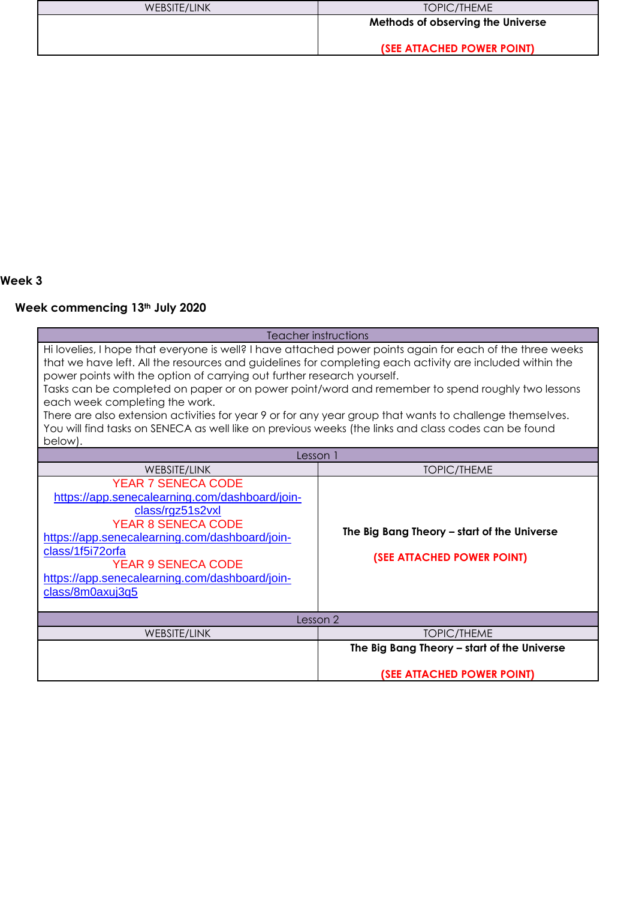| WEBSITE/LINK | TOPIC/THEME |
|---|---|
| | **Methods of observing the Universe** **(SEE ATTACHED POWER POINT)** |

**Week 3**

**Week commencing 13th July 2020**

| Teacher instructions | |
|---|---|
| Hi lovelies, I hope that everyone is well? I have attached power points again for each of the three weeks that we have left. All the resources and guidelines for completing each activity are included within the power points with the option of carrying out further research yourself. Tasks can be completed on paper or on power point/word and remember to spend roughly two lessons each week completing the work. There are also extension activities for year 9 or for any year group that wants to challenge themselves. You will find tasks on SENECA as well like on previous weeks (the links and class codes can be found below). | |
| **Lesson 1** | |
| WEBSITE/LINK | TOPIC/THEME |
| YEAR 7 SENECA CODE https://app.senecalearning.com/dashboard/join-class/rgz51s2vxl YEAR 8 SENECA CODE https://app.senecalearning.com/dashboard/join-class/1f5i72orfa YEAR 9 SENECA CODE https://app.senecalearning.com/dashboard/join-class/8m0axuj3q5 | **The Big Bang Theory – start of the Universe** **(SEE ATTACHED POWER POINT)** |
| **Lesson 2** | |
| WEBSITE/LINK | TOPIC/THEME |
| | **The Big Bang Theory – start of the Universe** **(SEE ATTACHED POWER POINT)** |